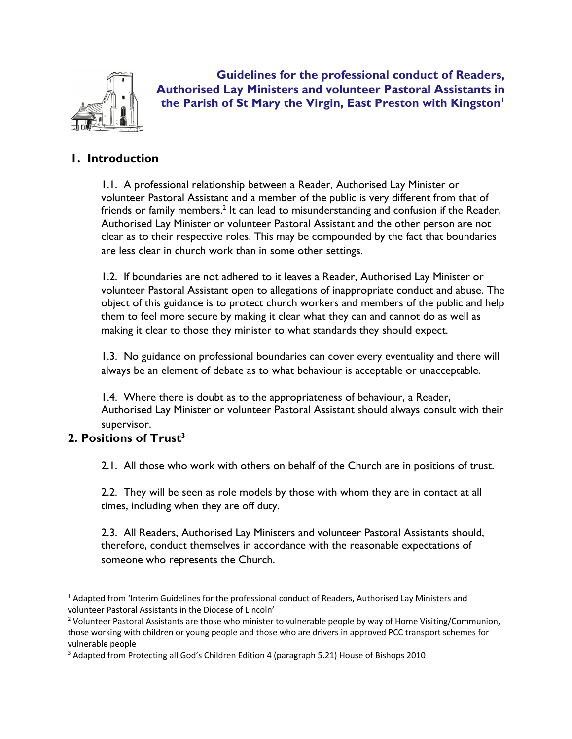# Guidelines for the professional conduct of Readers, Authorised Lay Ministers and volunteer Pastoral Assistants in the Parish of St Mary the Virgin, East Preston with Kingston[1]

## 1. Introduction

1.1. A professional relationship between a Reader, Authorised Lay Minister or volunteer Pastoral Assistant and a member of the public is very different from that of friends or family members.[2] It can lead to misunderstanding and confusion if the Reader, Authorised Lay Minister or volunteer Pastoral Assistant and the other person are not clear as to their respective roles. This may be compounded by the fact that boundaries are less clear in church work than in some other settings.

1.2. If boundaries are not adhered to it leaves a Reader, Authorised Lay Minister or volunteer Pastoral Assistant open to allegations of inappropriate conduct and abuse. The object of this guidance is to protect church workers and members of the public and help them to feel more secure by making it clear what they can and cannot do as well as making it clear to those they minister to what standards they should expect.

1.3. No guidance on professional boundaries can cover every eventuality and there will always be an element of debate as to what behaviour is acceptable or unacceptable.

1.4. Where there is doubt as to the appropriateness of behaviour, a Reader, Authorised Lay Minister or volunteer Pastoral Assistant should always consult with their supervisor.

## 2. Positions of Trust[3]

2.1. All those who work with others on behalf of the Church are in positions of trust.

2.2. They will be seen as role models by those with whom they are in contact at all times, including when they are off duty.

2.3. All Readers, Authorised Lay Ministers and volunteer Pastoral Assistants should, therefore, conduct themselves in accordance with the reasonable expectations of someone who represents the Church.

---

[1] Adapted from 'Interim Guidelines for the professional conduct of Readers, Authorised Lay Ministers and volunteer Pastoral Assistants in the Diocese of Lincoln'

[2] Volunteer Pastoral Assistants are those who minister to vulnerable people by way of Home Visiting/Communion, those working with children or young people and those who are drivers in approved PCC transport schemes for vulnerable people

[3] Adapted from Protecting all God's Children Edition 4 (paragraph 5.21) House of Bishops 2010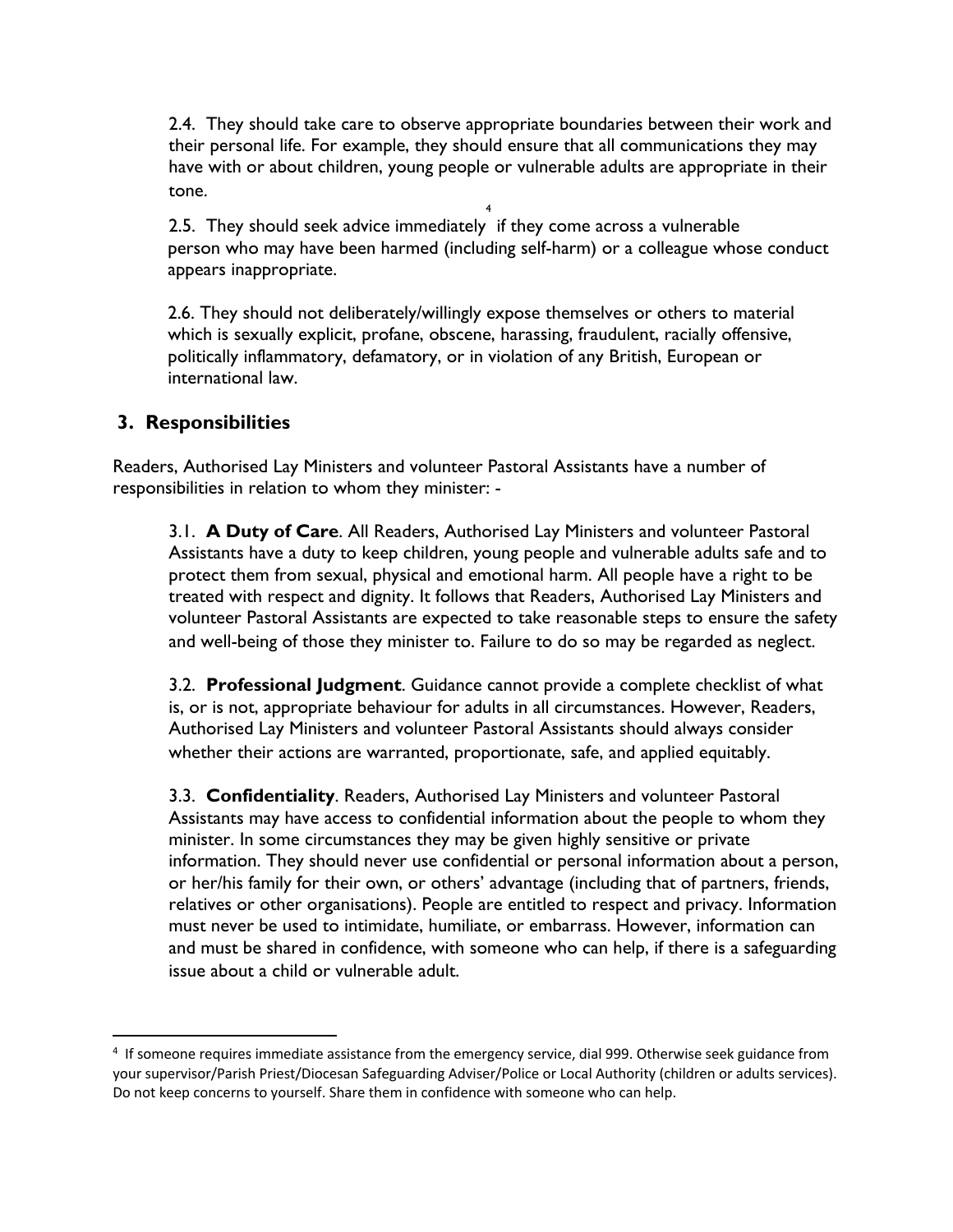2.4. They should take care to observe appropriate boundaries between their work and their personal life. For example, they should ensure that all communications they may have with or about children, young people or vulnerable adults are appropriate in their tone.

2.5. They should seek advice immediately[4] if they come across a vulnerable person who may have been harmed (including self-harm) or a colleague whose conduct appears inappropriate.

2.6. They should not deliberately/willingly expose themselves or others to material which is sexually explicit, profane, obscene, harassing, fraudulent, racially offensive, politically inflammatory, defamatory, or in violation of any British, European or international law.

## 3. Responsibilities

Readers, Authorised Lay Ministers and volunteer Pastoral Assistants have a number of responsibilities in relation to whom they minister: -

3.1. **A Duty of Care**. All Readers, Authorised Lay Ministers and volunteer Pastoral Assistants have a duty to keep children, young people and vulnerable adults safe and to protect them from sexual, physical and emotional harm. All people have a right to be treated with respect and dignity. It follows that Readers, Authorised Lay Ministers and volunteer Pastoral Assistants are expected to take reasonable steps to ensure the safety and well-being of those they minister to. Failure to do so may be regarded as neglect.

3.2. **Professional Judgment**. Guidance cannot provide a complete checklist of what is, or is not, appropriate behaviour for adults in all circumstances. However, Readers, Authorised Lay Ministers and volunteer Pastoral Assistants should always consider whether their actions are warranted, proportionate, safe, and applied equitably.

3.3. **Confidentiality**. Readers, Authorised Lay Ministers and volunteer Pastoral Assistants may have access to confidential information about the people to whom they minister. In some circumstances they may be given highly sensitive or private information. They should never use confidential or personal information about a person, or her/his family for their own, or others' advantage (including that of partners, friends, relatives or other organisations). People are entitled to respect and privacy. Information must never be used to intimidate, humiliate, or embarrass. However, information can and must be shared in confidence, with someone who can help, if there is a safeguarding issue about a child or vulnerable adult.

---

[4] If someone requires immediate assistance from the emergency service, dial 999. Otherwise seek guidance from your supervisor/Parish Priest/Diocesan Safeguarding Adviser/Police or Local Authority (children or adults services). Do not keep concerns to yourself. Share them in confidence with someone who can help.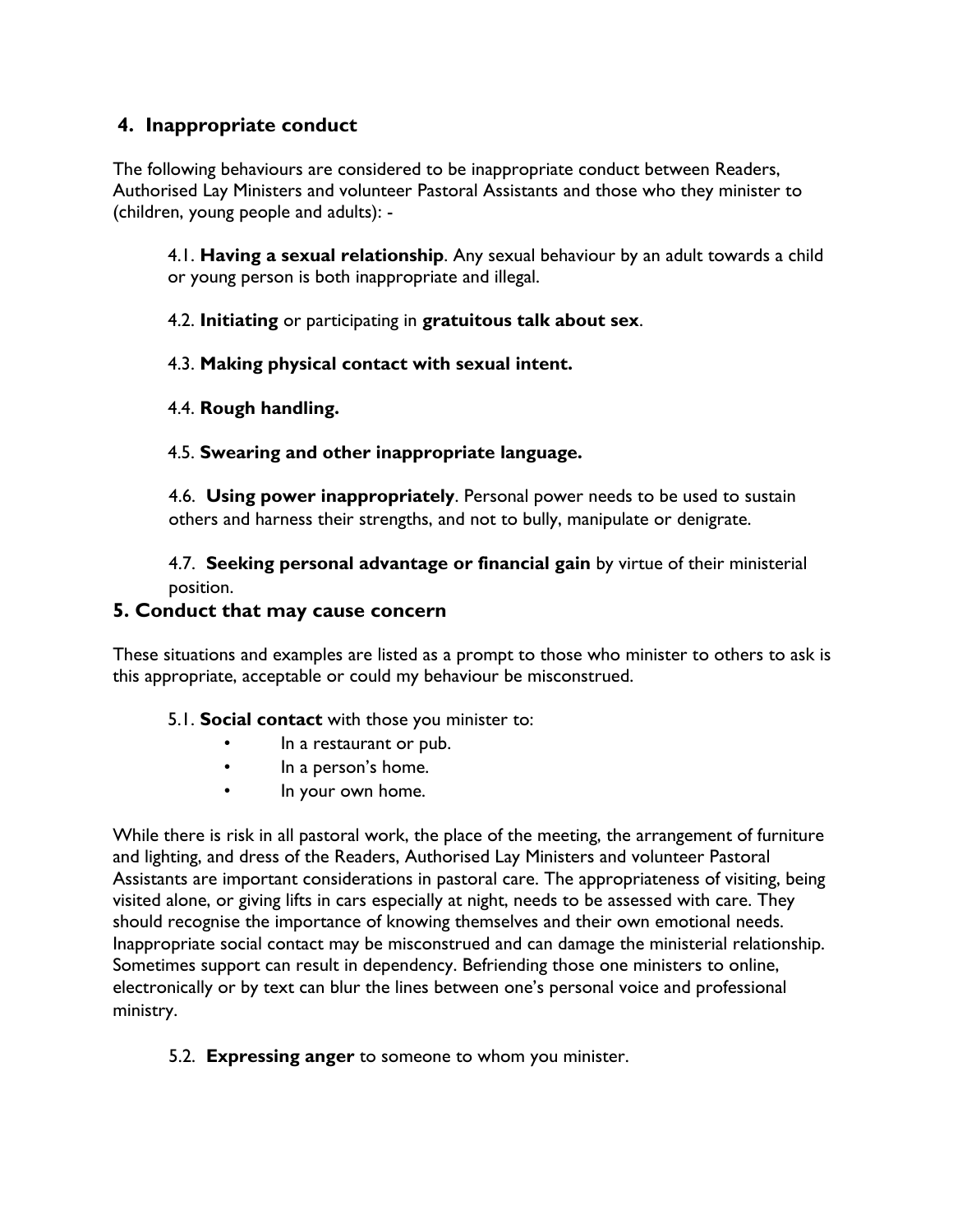## 4. Inappropriate conduct

The following behaviours are considered to be inappropriate conduct between Readers, Authorised Lay Ministers and volunteer Pastoral Assistants and those who they minister to (children, young people and adults): -

4.1. **Having a sexual relationship**. Any sexual behaviour by an adult towards a child or young person is both inappropriate and illegal.

4.2. **Initiating** or participating in **gratuitous talk about sex**.

4.3. **Making physical contact with sexual intent.**

4.4. **Rough handling.**

4.5. **Swearing and other inappropriate language.**

4.6. **Using power inappropriately**. Personal power needs to be used to sustain others and harness their strengths, and not to bully, manipulate or denigrate.

4.7. **Seeking personal advantage or financial gain** by virtue of their ministerial position.

## 5. Conduct that may cause concern

These situations and examples are listed as a prompt to those who minister to others to ask is this appropriate, acceptable or could my behaviour be misconstrued.

5.1. **Social contact** with those you minister to:

- In a restaurant or pub.
- In a person's home.
- In your own home.

While there is risk in all pastoral work, the place of the meeting, the arrangement of furniture and lighting, and dress of the Readers, Authorised Lay Ministers and volunteer Pastoral Assistants are important considerations in pastoral care. The appropriateness of visiting, being visited alone, or giving lifts in cars especially at night, needs to be assessed with care. They should recognise the importance of knowing themselves and their own emotional needs. Inappropriate social contact may be misconstrued and can damage the ministerial relationship. Sometimes support can result in dependency. Befriending those one ministers to online, electronically or by text can blur the lines between one's personal voice and professional ministry.

5.2. **Expressing anger** to someone to whom you minister.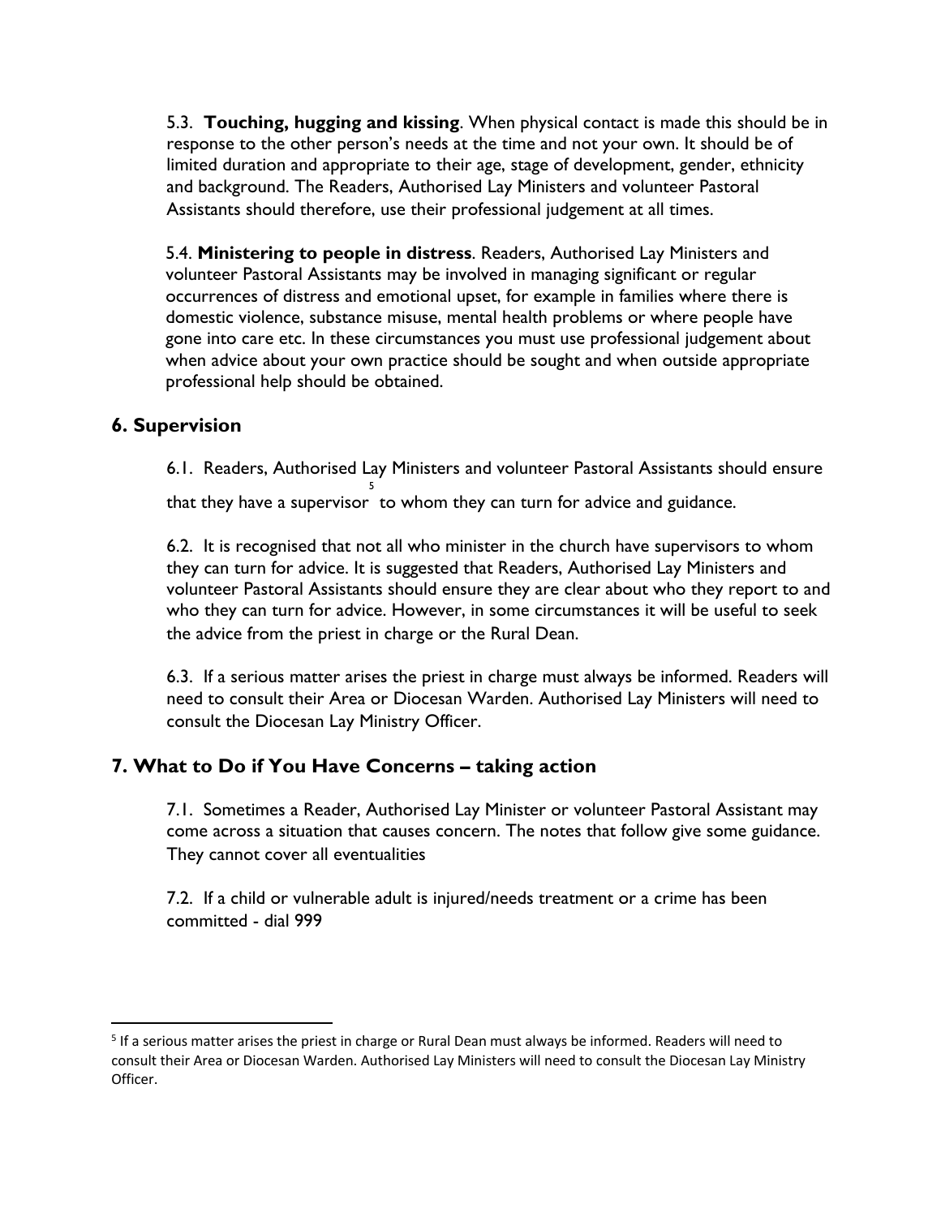5.3. **Touching, hugging and kissing**. When physical contact is made this should be in response to the other person's needs at the time and not your own. It should be of limited duration and appropriate to their age, stage of development, gender, ethnicity and background. The Readers, Authorised Lay Ministers and volunteer Pastoral Assistants should therefore, use their professional judgement at all times.

5.4. **Ministering to people in distress**. Readers, Authorised Lay Ministers and volunteer Pastoral Assistants may be involved in managing significant or regular occurrences of distress and emotional upset, for example in families where there is domestic violence, substance misuse, mental health problems or where people have gone into care etc. In these circumstances you must use professional judgement about when advice about your own practice should be sought and when outside appropriate professional help should be obtained.

## 6. Supervision

6.1. Readers, Authorised Lay Ministers and volunteer Pastoral Assistants should ensure that they have a supervisor[5] to whom they can turn for advice and guidance.

6.2. It is recognised that not all who minister in the church have supervisors to whom they can turn for advice. It is suggested that Readers, Authorised Lay Ministers and volunteer Pastoral Assistants should ensure they are clear about who they report to and who they can turn for advice. However, in some circumstances it will be useful to seek the advice from the priest in charge or the Rural Dean.

6.3. If a serious matter arises the priest in charge must always be informed. Readers will need to consult their Area or Diocesan Warden. Authorised Lay Ministers will need to consult the Diocesan Lay Ministry Officer.

## 7. What to Do if You Have Concerns – taking action

7.1. Sometimes a Reader, Authorised Lay Minister or volunteer Pastoral Assistant may come across a situation that causes concern. The notes that follow give some guidance. They cannot cover all eventualities

7.2. If a child or vulnerable adult is injured/needs treatment or a crime has been committed - dial 999

---

[5] If a serious matter arises the priest in charge or Rural Dean must always be informed. Readers will need to consult their Area or Diocesan Warden. Authorised Lay Ministers will need to consult the Diocesan Lay Ministry Officer.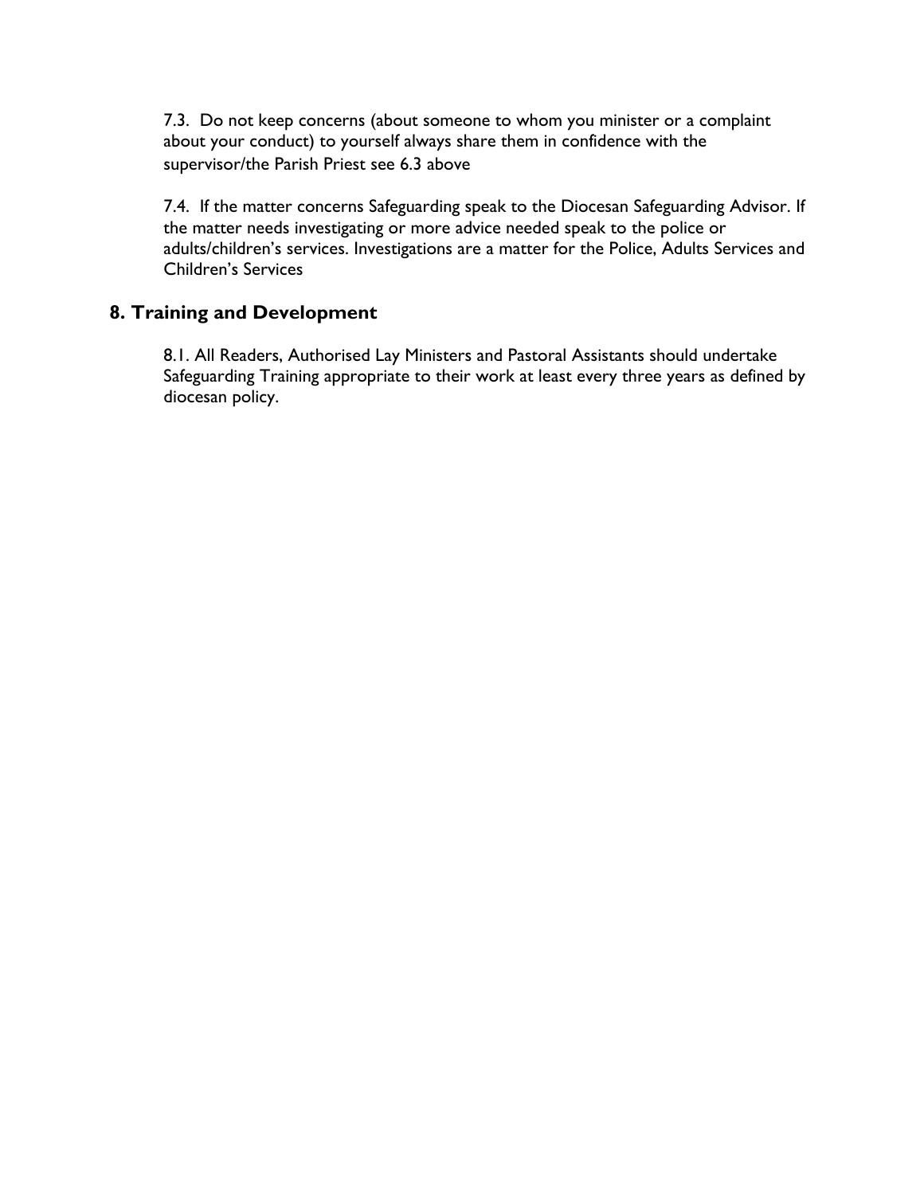7.3. Do not keep concerns (about someone to whom you minister or a complaint about your conduct) to yourself always share them in confidence with the supervisor/the Parish Priest see 6.3 above

7.4. If the matter concerns Safeguarding speak to the Diocesan Safeguarding Advisor. If the matter needs investigating or more advice needed speak to the police or adults/children's services. Investigations are a matter for the Police, Adults Services and Children's Services

## 8. Training and Development

8.1. All Readers, Authorised Lay Ministers and Pastoral Assistants should undertake Safeguarding Training appropriate to their work at least every three years as defined by diocesan policy.